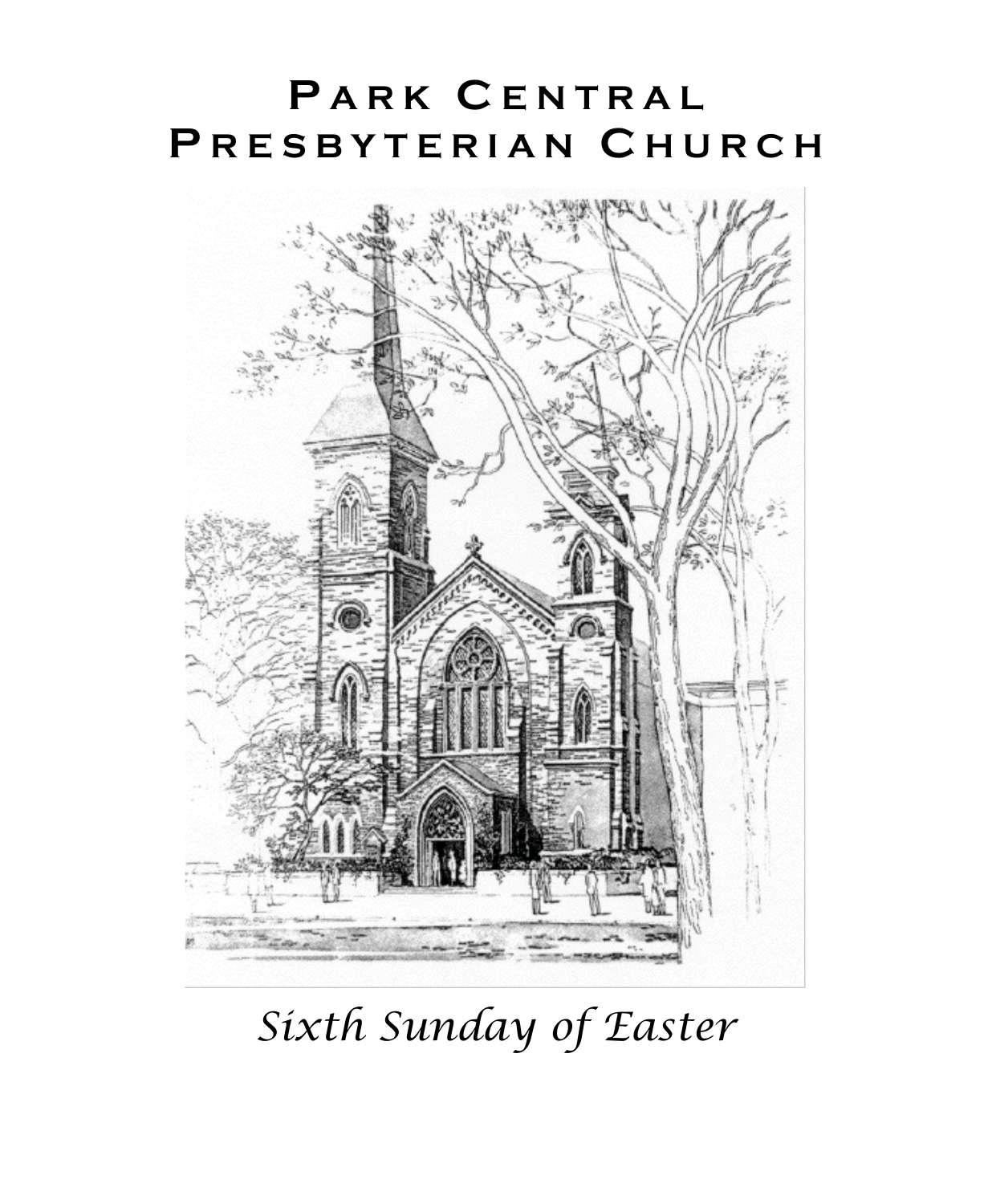# Park Central Presbyterian Church

*Sixth Sunday of Easter*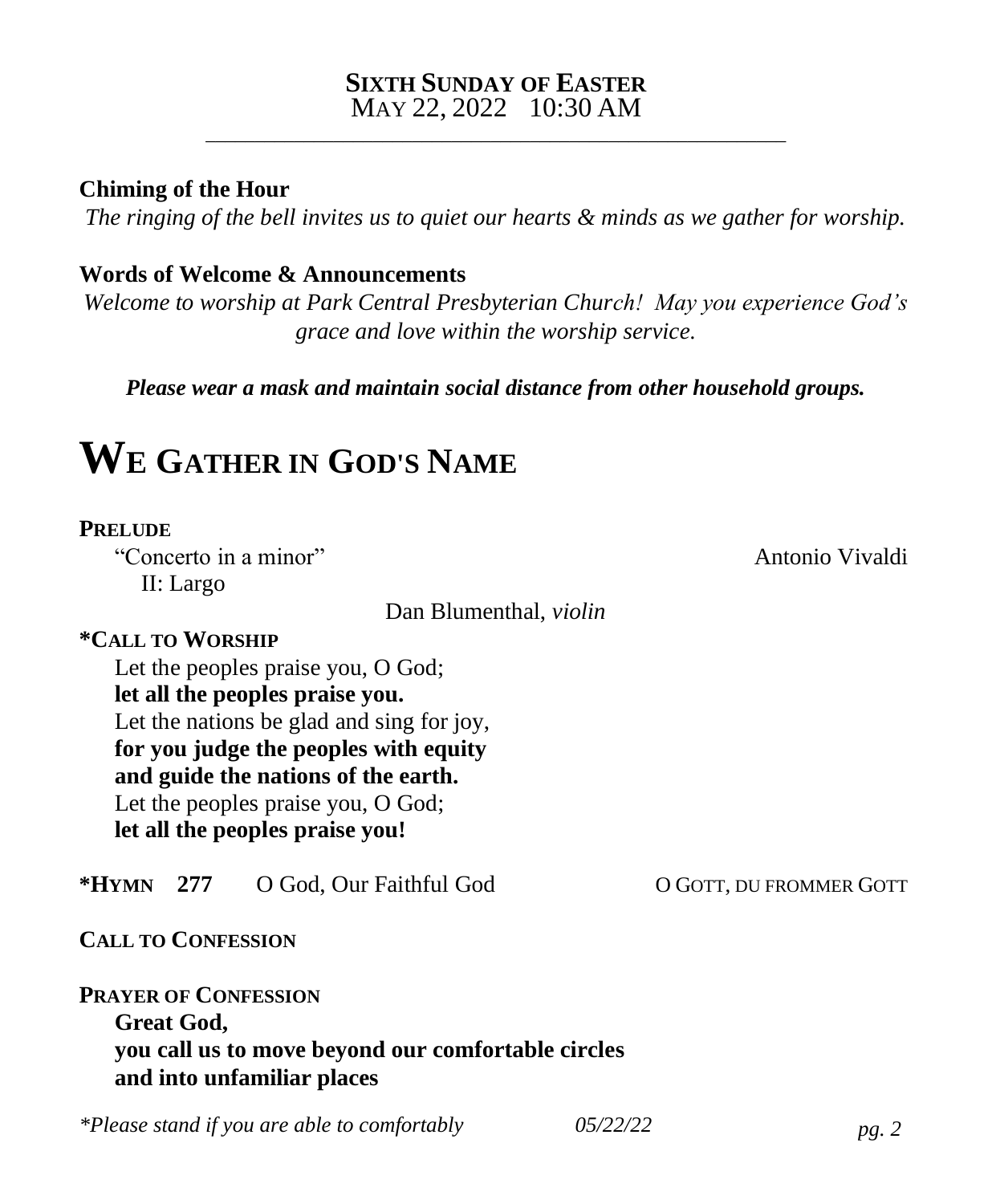**SIXTH SUNDAY OF EASTER**
MAY 22, 2022 10:30 AM

---

**Chiming of the Hour**

*The ringing of the bell invites us to quiet our hearts & minds as we gather for worship.*

**Words of Welcome & Announcements**

*Welcome to worship at Park Central Presbyterian Church! May you experience God's grace and love within the worship service.*

***Please wear a mask and maintain social distance from other household groups.***

# WE GATHER IN GOD'S NAME

**PRELUDE**

"Concerto in a minor" Antonio Vivaldi
II: Largo

Dan Blumenthal, *violin*

**\*CALL TO WORSHIP**

Let the peoples praise you, O God;
**let all the peoples praise you.**
Let the nations be glad and sing for joy,
**for you judge the peoples with equity**
**and guide the nations of the earth.**
Let the peoples praise you, O God;
**let all the peoples praise you!**

**\*HYMN 277** O God, Our Faithful God O GOTT, DU FROMMER GOTT

**CALL TO CONFESSION**

**PRAYER OF CONFESSION**

**Great God,**
**you call us to move beyond our comfortable circles**
**and into unfamiliar places**

*\*Please stand if you are able to comfortably* *05/22/22*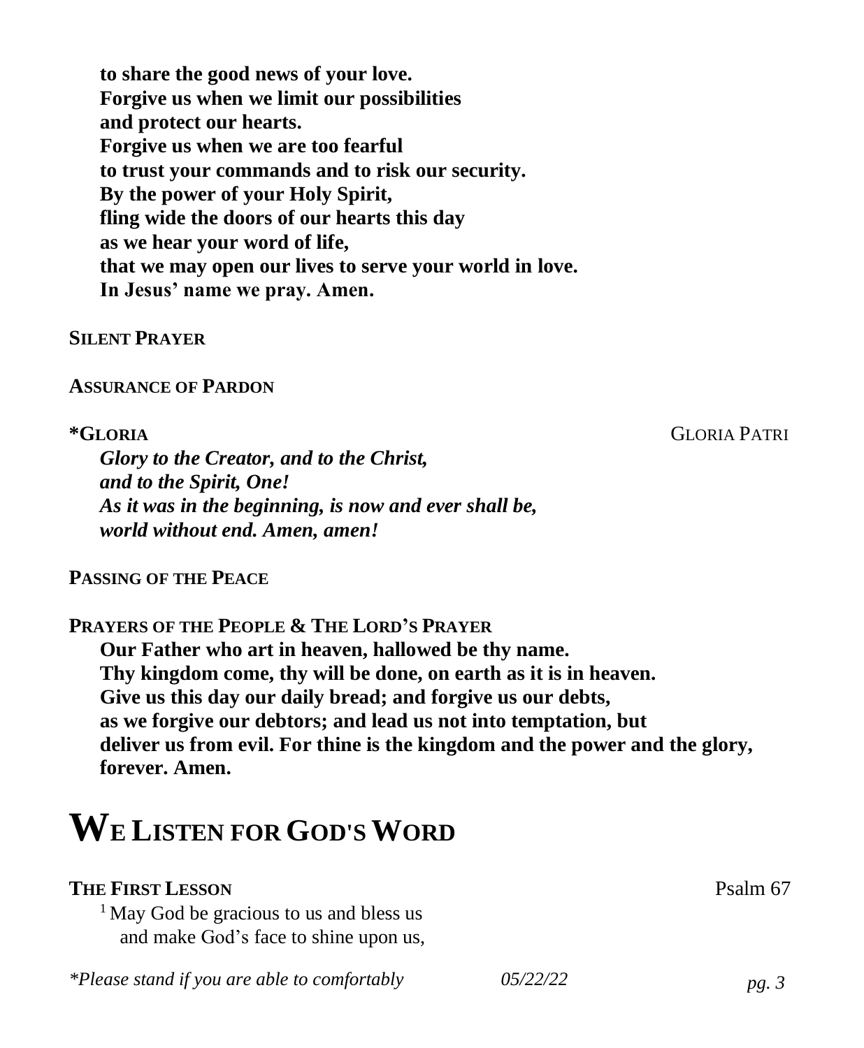**to share the good news of your love.**
**Forgive us when we limit our possibilities**
**and protect our hearts.**
**Forgive us when we are too fearful**
**to trust your commands and to risk our security.**
**By the power of your Holy Spirit,**
**fling wide the doors of our hearts this day**
**as we hear your word of life,**
**that we may open our lives to serve your world in love.**
**In Jesus' name we pray. Amen.**

**SILENT PRAYER**

**ASSURANCE OF PARDON**

**\*GLORIA** GLORIA PATRI

***Glory to the Creator, and to the Christ,***
***and to the Spirit, One!***
***As it was in the beginning, is now and ever shall be,***
***world without end. Amen, amen!***

**PASSING OF THE PEACE**

**PRAYERS OF THE PEOPLE & THE LORD'S PRAYER**

**Our Father who art in heaven, hallowed be thy name.**
**Thy kingdom come, thy will be done, on earth as it is in heaven.**
**Give us this day our daily bread; and forgive us our debts,**
**as we forgive our debtors; and lead us not into temptation, but**
**deliver us from evil. For thine is the kingdom and the power and the glory,**
**forever. Amen.**

# WE LISTEN FOR GOD'S WORD

**THE FIRST LESSON** Psalm 67

[1] May God be gracious to us and bless us
and make God's face to shine upon us,

*\*Please stand if you are able to comfortably* *05/22/22*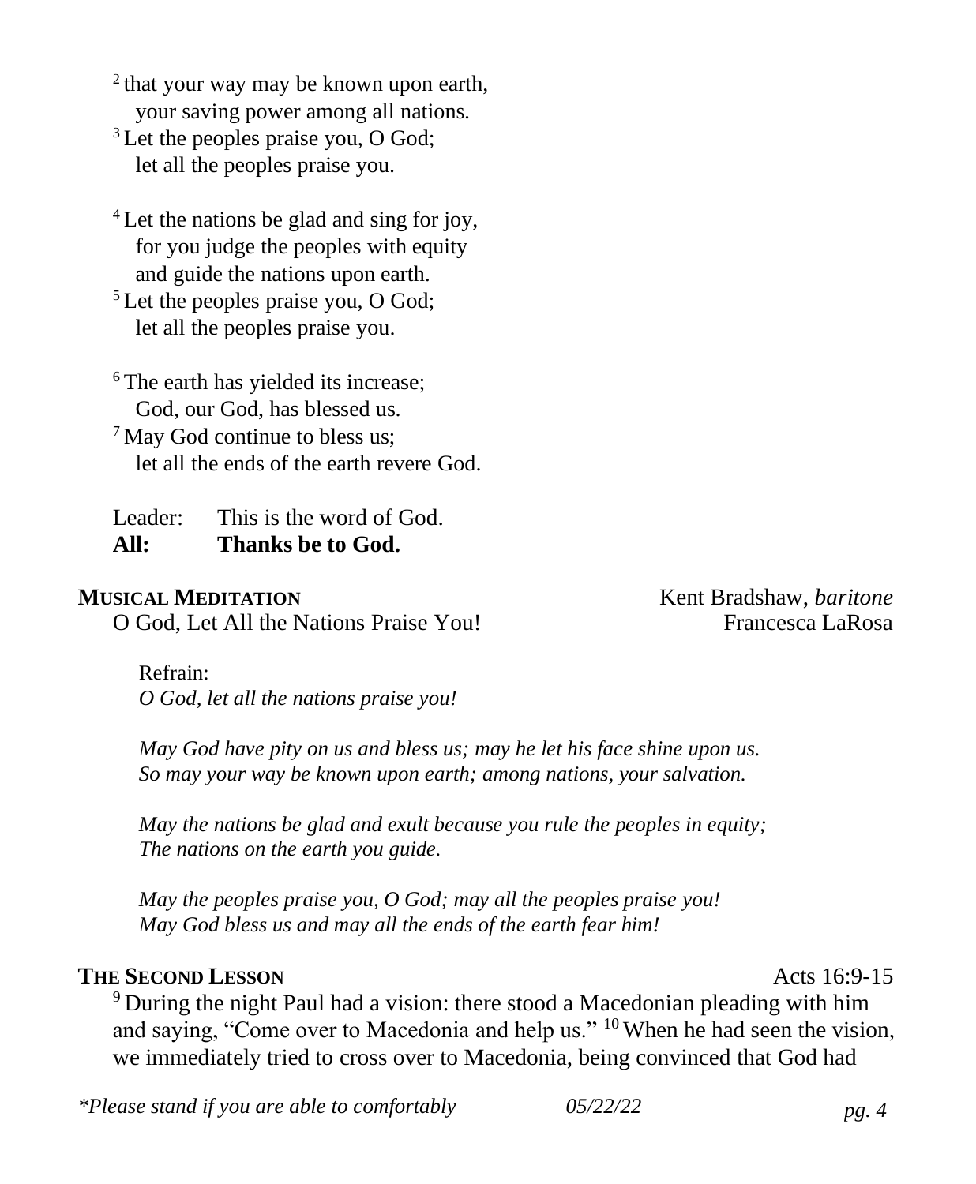[2] that your way may be known upon earth,
your saving power among all nations.
[3] Let the peoples praise you, O God;
let all the peoples praise you.

[4] Let the nations be glad and sing for joy,
for you judge the peoples with equity
and guide the nations upon earth.
[5] Let the peoples praise you, O God;
let all the peoples praise you.

[6] The earth has yielded its increase;
God, our God, has blessed us.
[7] May God continue to bless us;
let all the ends of the earth revere God.

Leader: This is the word of God.
**All: Thanks be to God.**

**MUSICAL MEDITATION** Kent Bradshaw, *baritone*
O God, Let All the Nations Praise You! Francesca LaRosa

Refrain:
*O God, let all the nations praise you!*

*May God have pity on us and bless us; may he let his face shine upon us.*
*So may your way be known upon earth; among nations, your salvation.*

*May the nations be glad and exult because you rule the peoples in equity;*
*The nations on the earth you guide.*

*May the peoples praise you, O God; may all the peoples praise you!*
*May God bless us and may all the ends of the earth fear him!*

**THE SECOND LESSON** Acts 16:9-15

[9] During the night Paul had a vision: there stood a Macedonian pleading with him and saying, "Come over to Macedonia and help us." [10] When he had seen the vision, we immediately tried to cross over to Macedonia, being convinced that God had

*\*Please stand if you are able to comfortably* *05/22/22*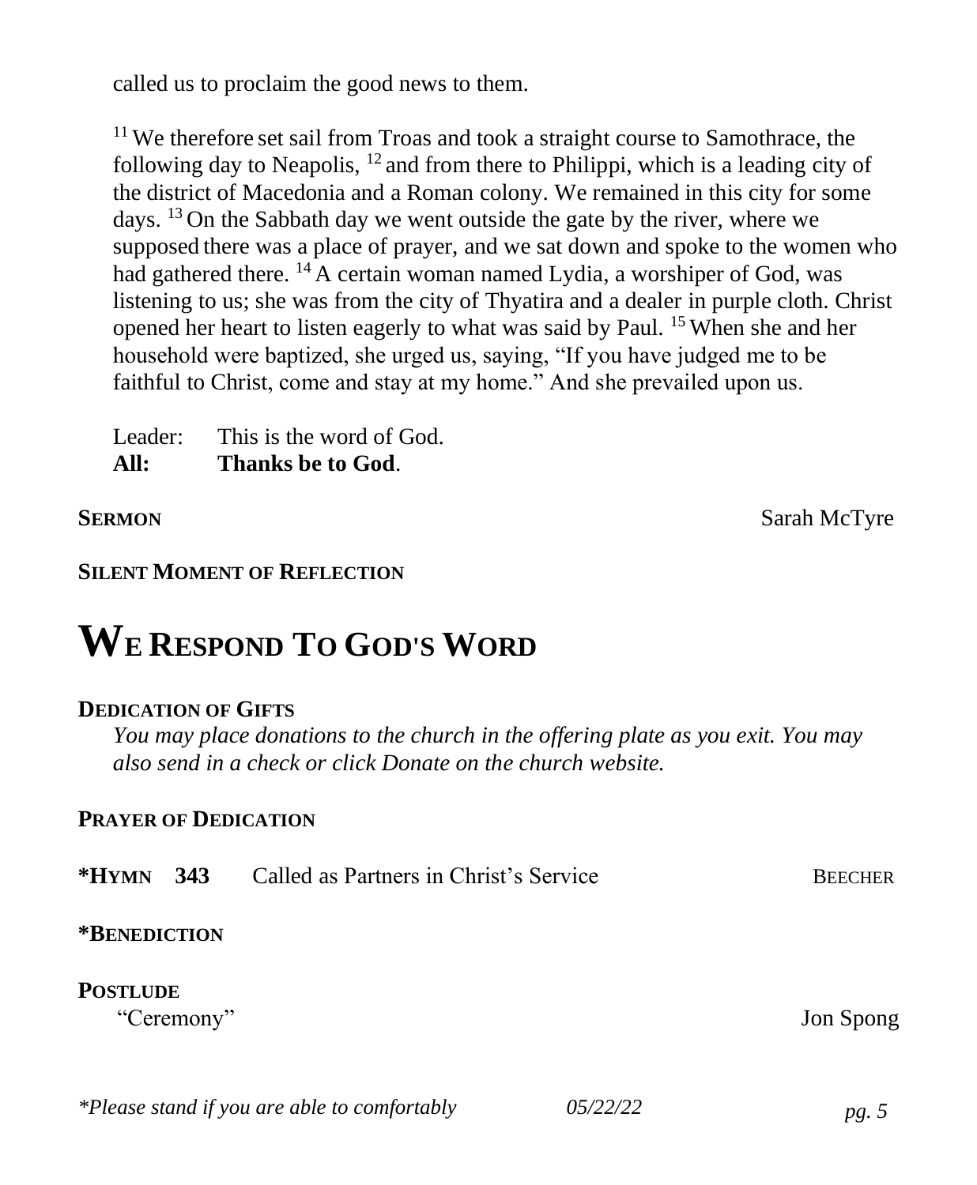called us to proclaim the good news to them.

[11] We therefore set sail from Troas and took a straight course to Samothrace, the following day to Neapolis, [12] and from there to Philippi, which is a leading city of the district of Macedonia and a Roman colony. We remained in this city for some days. [13] On the Sabbath day we went outside the gate by the river, where we supposed there was a place of prayer, and we sat down and spoke to the women who had gathered there. [14] A certain woman named Lydia, a worshiper of God, was listening to us; she was from the city of Thyatira and a dealer in purple cloth. Christ opened her heart to listen eagerly to what was said by Paul. [15] When she and her household were baptized, she urged us, saying, "If you have judged me to be faithful to Christ, come and stay at my home." And she prevailed upon us.

Leader: This is the word of God.
**All: Thanks be to God**.

**SERMON** Sarah McTyre

**SILENT MOMENT OF REFLECTION**

# WE RESPOND TO GOD'S WORD

**DEDICATION OF GIFTS**

*You may place donations to the church in the offering plate as you exit. You may also send in a check or click Donate on the church website.*

**PRAYER OF DEDICATION**

**\*HYMN 343** Called as Partners in Christ's Service BEECHER

**\*BENEDICTION**

**POSTLUDE**

"Ceremony" Jon Spong

*\*Please stand if you are able to comfortably* *05/22/22*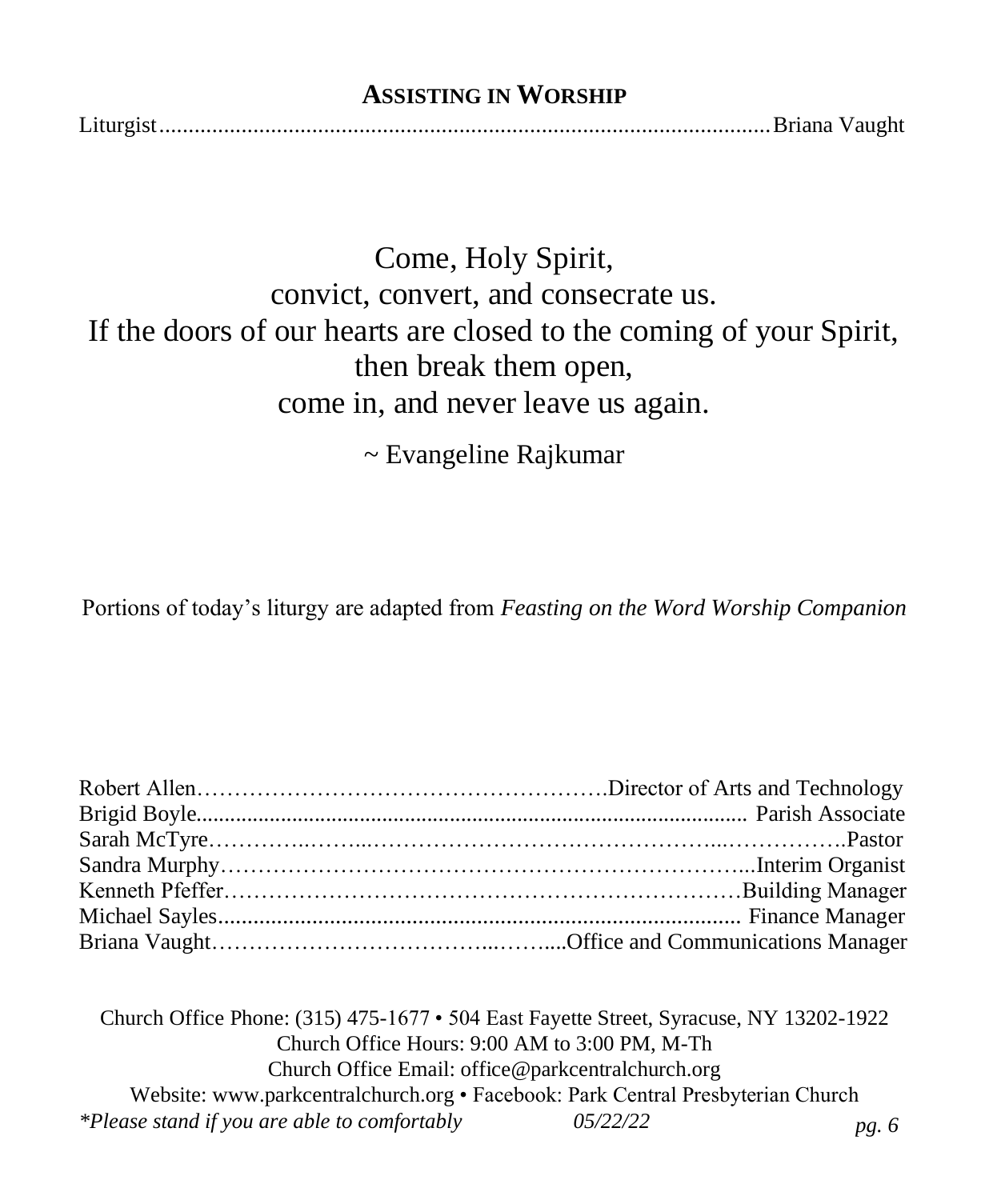## ASSISTING IN WORSHIP

Liturgist..........................................................................................................Briana Vaught

Come, Holy Spirit,
convict, convert, and consecrate us.
If the doors of our hearts are closed to the coming of your Spirit,
then break them open,
come in, and never leave us again.

~ Evangeline Rajkumar

Portions of today's liturgy are adapted from *Feasting on the Word Worship Companion*

Robert Allen……………………………………………….Director of Arts and Technology
Brigid Boyle................................................................................................ Parish Associate
Sarah McTyre………….……..……………………………………..…………….Pastor
Sandra Murphy…………………………………………………………...Interim Organist
Kenneth Pfeffer………………………………………………………Building Manager
Michael Sayles.......................................................................................... Finance Manager
Briana Vaught……………………………...……....Office and Communications Manager

Church Office Phone: (315) 475-1677 • 504 East Fayette Street, Syracuse, NY 13202-1922
Church Office Hours: 9:00 AM to 3:00 PM, M-Th
Church Office Email: office@parkcentralchurch.org
Website: www.parkcentralchurch.org • Facebook: Park Central Presbyterian Church

*\*Please stand if you are able to comfortably*  *05/22/22*